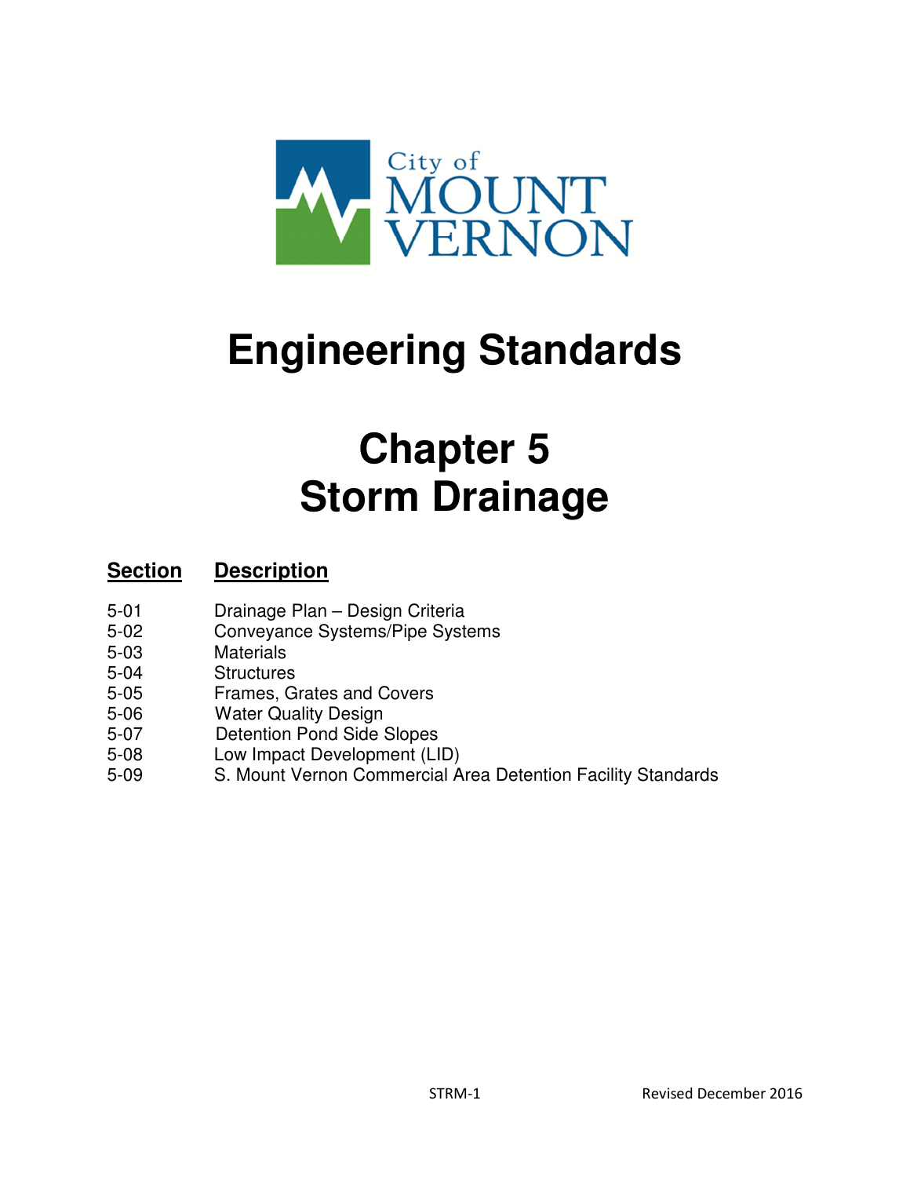City of MOUNT VERNON

# Engineering Standards

# Chapter 5
# Storm Drainage

| **Section** | **Description** |
|---|---|
| 5-01 | Drainage Plan – Design Criteria |
| 5-02 | Conveyance Systems/Pipe Systems |
| 5-03 | Materials |
| 5-04 | Structures |
| 5-05 | Frames, Grates and Covers |
| 5-06 | Water Quality Design |
| 5-07 | Detention Pond Side Slopes |
| 5-08 | Low Impact Development (LID) |
| 5-09 | S. Mount Vernon Commercial Area Detention Facility Standards |

Revised December 2016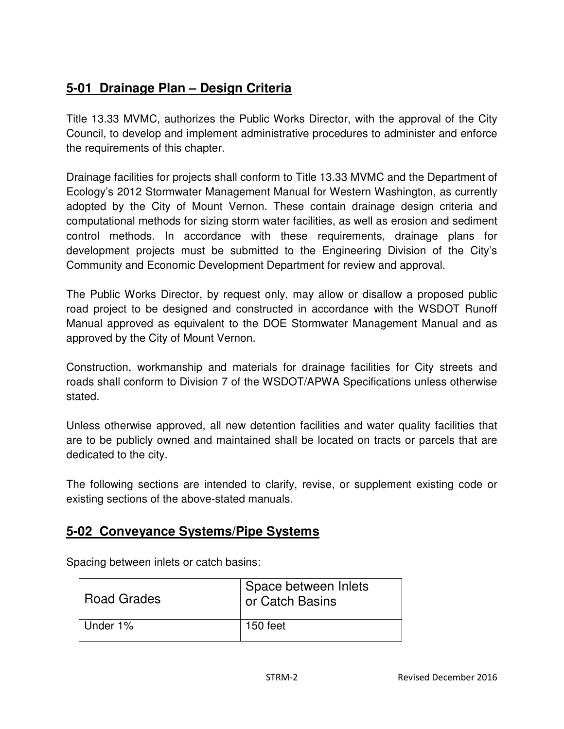## 5-01 Drainage Plan – Design Criteria

Title 13.33 MVMC, authorizes the Public Works Director, with the approval of the City Council, to develop and implement administrative procedures to administer and enforce the requirements of this chapter.

Drainage facilities for projects shall conform to Title 13.33 MVMC and the Department of Ecology's 2012 Stormwater Management Manual for Western Washington, as currently adopted by the City of Mount Vernon. These contain drainage design criteria and computational methods for sizing storm water facilities, as well as erosion and sediment control methods. In accordance with these requirements, drainage plans for development projects must be submitted to the Engineering Division of the City's Community and Economic Development Department for review and approval.

The Public Works Director, by request only, may allow or disallow a proposed public road project to be designed and constructed in accordance with the WSDOT Runoff Manual approved as equivalent to the DOE Stormwater Management Manual and as approved by the City of Mount Vernon.

Construction, workmanship and materials for drainage facilities for City streets and roads shall conform to Division 7 of the WSDOT/APWA Specifications unless otherwise stated.

Unless otherwise approved, all new detention facilities and water quality facilities that are to be publicly owned and maintained shall be located on tracts or parcels that are dedicated to the city.

The following sections are intended to clarify, revise, or supplement existing code or existing sections of the above-stated manuals.

## 5-02 Conveyance Systems/Pipe Systems

Spacing between inlets or catch basins:

| Road Grades | Space between Inlets or Catch Basins |
|---|---|
| Under 1% | 150 feet |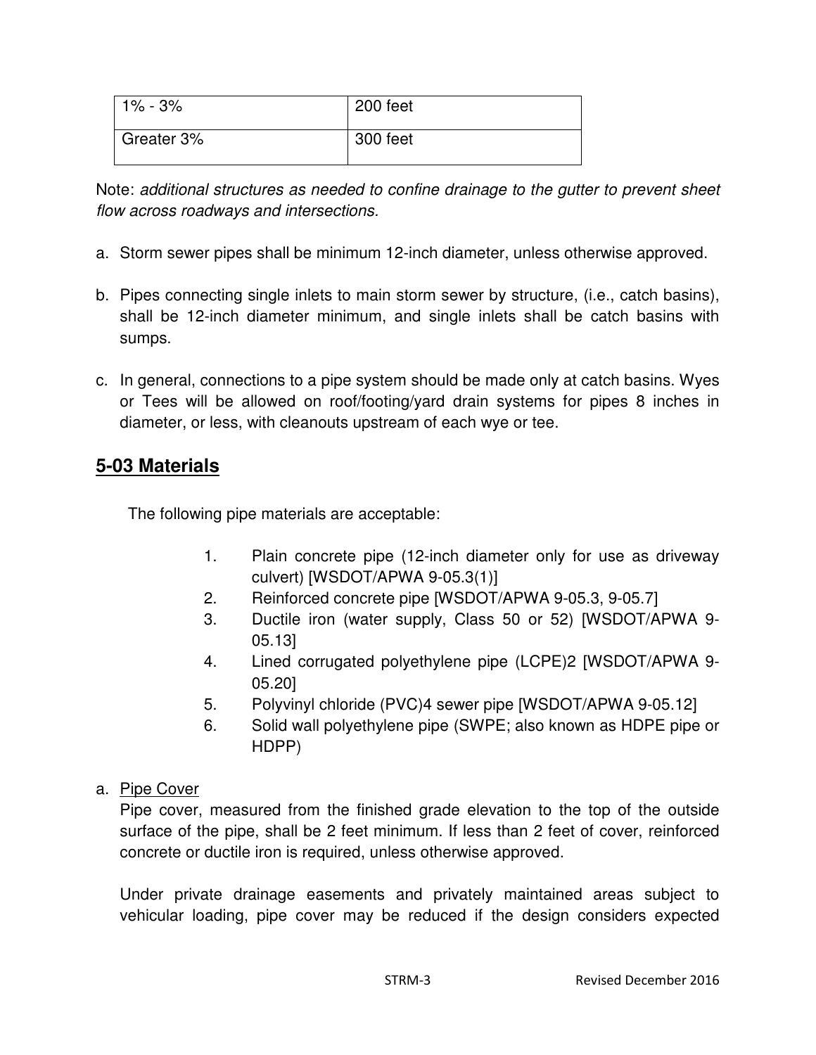| 1% - 3% | 200 feet |
|---|---|
| Greater 3% | 300 feet |

Note: *additional structures as needed to confine drainage to the gutter to prevent sheet flow across roadways and intersections.*

a. Storm sewer pipes shall be minimum 12-inch diameter, unless otherwise approved.

b. Pipes connecting single inlets to main storm sewer by structure, (i.e., catch basins), shall be 12-inch diameter minimum, and single inlets shall be catch basins with sumps.

c. In general, connections to a pipe system should be made only at catch basins. Wyes or Tees will be allowed on roof/footing/yard drain systems for pipes 8 inches in diameter, or less, with cleanouts upstream of each wye or tee.

## 5-03 Materials

The following pipe materials are acceptable:

1. Plain concrete pipe (12-inch diameter only for use as driveway culvert) [WSDOT/APWA 9-05.3(1)]
2. Reinforced concrete pipe [WSDOT/APWA 9-05.3, 9-05.7]
3. Ductile iron (water supply, Class 50 or 52) [WSDOT/APWA 9-05.13]
4. Lined corrugated polyethylene pipe (LCPE)2 [WSDOT/APWA 9-05.20]
5. Polyvinyl chloride (PVC)4 sewer pipe [WSDOT/APWA 9-05.12]
6. Solid wall polyethylene pipe (SWPE; also known as HDPE pipe or HDPP)

a. Pipe Cover

Pipe cover, measured from the finished grade elevation to the top of the outside surface of the pipe, shall be 2 feet minimum. If less than 2 feet of cover, reinforced concrete or ductile iron is required, unless otherwise approved.

Under private drainage easements and privately maintained areas subject to vehicular loading, pipe cover may be reduced if the design considers expected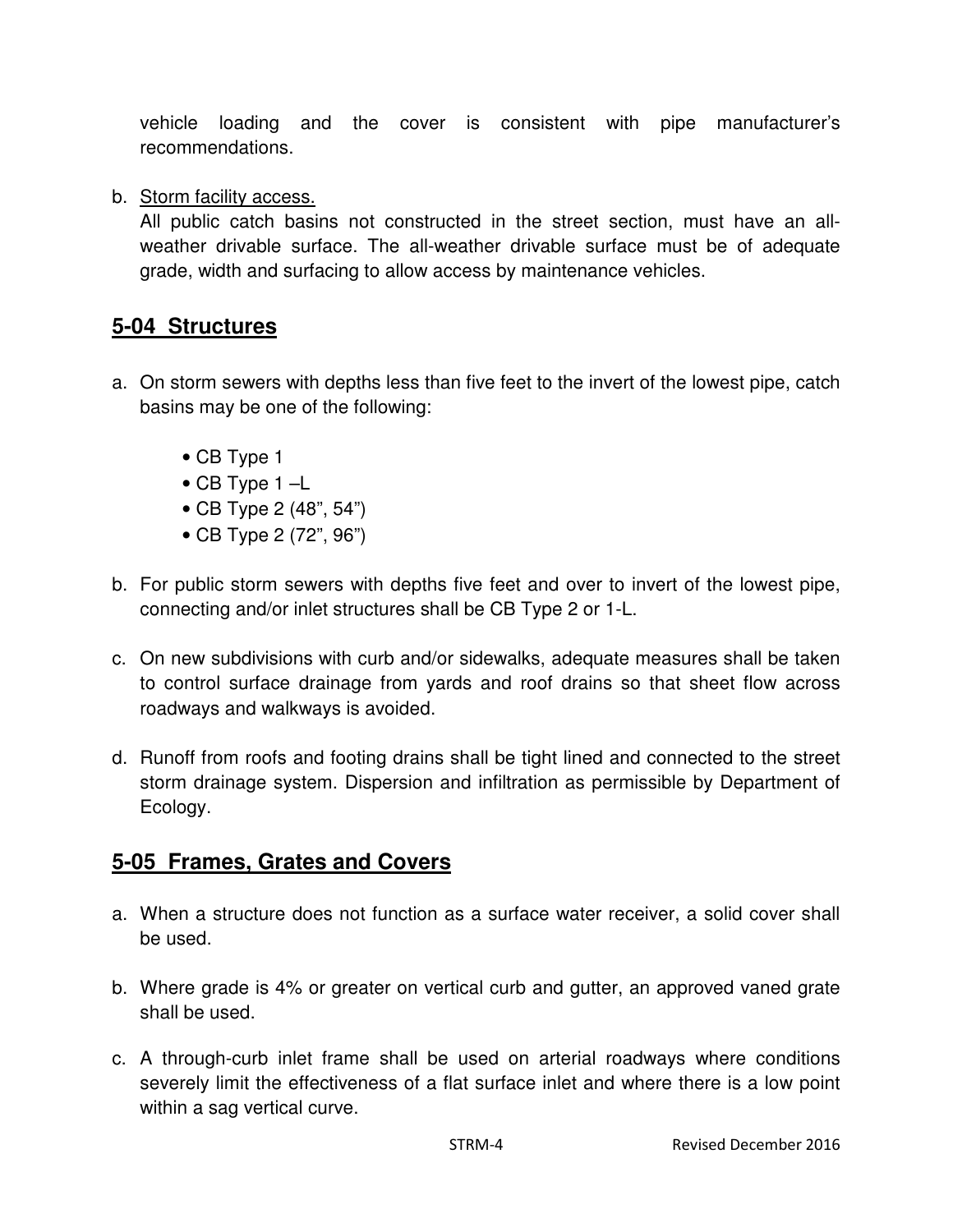vehicle loading and the cover is consistent with pipe manufacturer's recommendations.

b. Storm facility access.
   All public catch basins not constructed in the street section, must have an all-weather drivable surface. The all-weather drivable surface must be of adequate grade, width and surfacing to allow access by maintenance vehicles.

## 5-04 Structures

a. On storm sewers with depths less than five feet to the invert of the lowest pipe, catch basins may be one of the following:

   - CB Type 1
   - CB Type 1 –L
   - CB Type 2 (48", 54")
   - CB Type 2 (72", 96")

b. For public storm sewers with depths five feet and over to invert of the lowest pipe, connecting and/or inlet structures shall be CB Type 2 or 1-L.

c. On new subdivisions with curb and/or sidewalks, adequate measures shall be taken to control surface drainage from yards and roof drains so that sheet flow across roadways and walkways is avoided.

d. Runoff from roofs and footing drains shall be tight lined and connected to the street storm drainage system. Dispersion and infiltration as permissible by Department of Ecology.

## 5-05 Frames, Grates and Covers

a. When a structure does not function as a surface water receiver, a solid cover shall be used.

b. Where grade is 4% or greater on vertical curb and gutter, an approved vaned grate shall be used.

c. A through-curb inlet frame shall be used on arterial roadways where conditions severely limit the effectiveness of a flat surface inlet and where there is a low point within a sag vertical curve.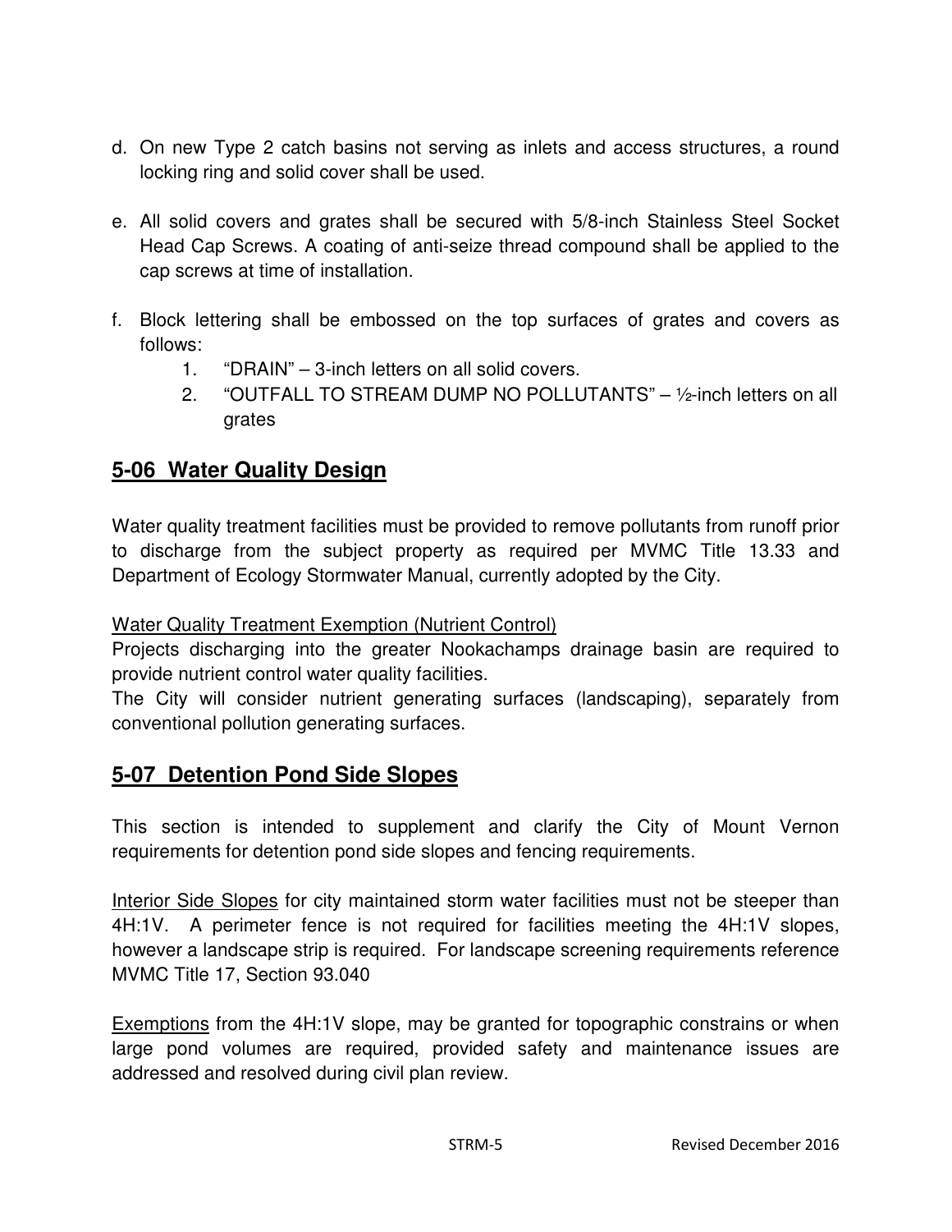d. On new Type 2 catch basins not serving as inlets and access structures, a round locking ring and solid cover shall be used.

e. All solid covers and grates shall be secured with 5/8-inch Stainless Steel Socket Head Cap Screws. A coating of anti-seize thread compound shall be applied to the cap screws at time of installation.

f. Block lettering shall be embossed on the top surfaces of grates and covers as follows:
   1. "DRAIN" – 3-inch letters on all solid covers.
   2. "OUTFALL TO STREAM DUMP NO POLLUTANTS" – ½-inch letters on all grates

## 5-06 Water Quality Design

Water quality treatment facilities must be provided to remove pollutants from runoff prior to discharge from the subject property as required per MVMC Title 13.33 and Department of Ecology Stormwater Manual, currently adopted by the City.

<u>Water Quality Treatment Exemption (Nutrient Control)</u>
Projects discharging into the greater Nookachamps drainage basin are required to provide nutrient control water quality facilities.
The City will consider nutrient generating surfaces (landscaping), separately from conventional pollution generating surfaces.

## 5-07 Detention Pond Side Slopes

This section is intended to supplement and clarify the City of Mount Vernon requirements for detention pond side slopes and fencing requirements.

<u>Interior Side Slopes</u> for city maintained storm water facilities must not be steeper than 4H:1V. A perimeter fence is not required for facilities meeting the 4H:1V slopes, however a landscape strip is required. For landscape screening requirements reference MVMC Title 17, Section 93.040

<u>Exemptions</u> from the 4H:1V slope, may be granted for topographic constrains or when large pond volumes are required, provided safety and maintenance issues are addressed and resolved during civil plan review.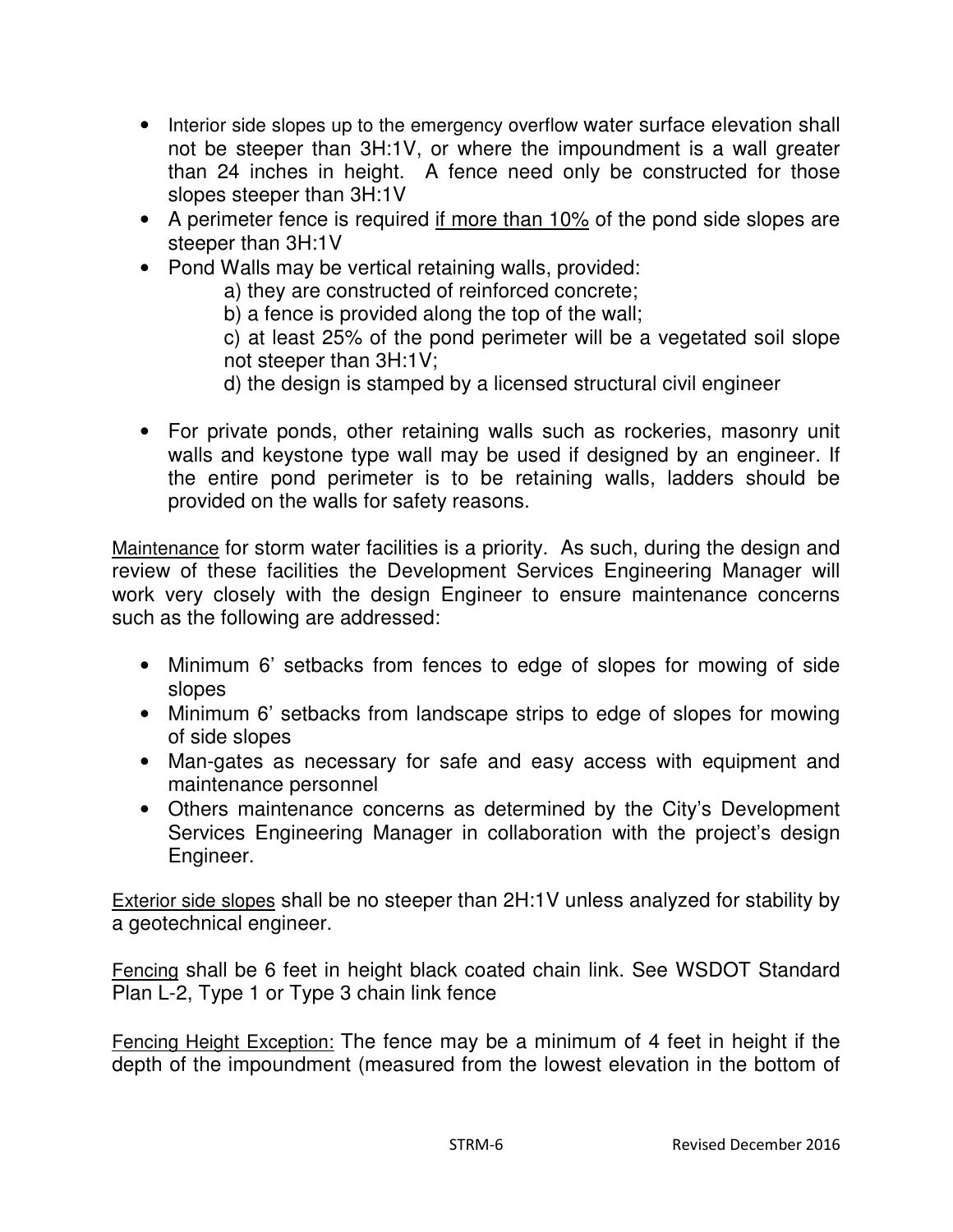- Interior side slopes up to the emergency overflow water surface elevation shall not be steeper than 3H:1V, or where the impoundment is a wall greater than 24 inches in height. A fence need only be constructed for those slopes steeper than 3H:1V
- A perimeter fence is required <u>if more than 10%</u> of the pond side slopes are steeper than 3H:1V
- Pond Walls may be vertical retaining walls, provided:
  - a) they are constructed of reinforced concrete;
  - b) a fence is provided along the top of the wall;
  - c) at least 25% of the pond perimeter will be a vegetated soil slope not steeper than 3H:1V;
  - d) the design is stamped by a licensed structural civil engineer
- For private ponds, other retaining walls such as rockeries, masonry unit walls and keystone type wall may be used if designed by an engineer. If the entire pond perimeter is to be retaining walls, ladders should be provided on the walls for safety reasons.

<u>Maintenance</u> for storm water facilities is a priority. As such, during the design and review of these facilities the Development Services Engineering Manager will work very closely with the design Engineer to ensure maintenance concerns such as the following are addressed:

- Minimum 6' setbacks from fences to edge of slopes for mowing of side slopes
- Minimum 6' setbacks from landscape strips to edge of slopes for mowing of side slopes
- Man-gates as necessary for safe and easy access with equipment and maintenance personnel
- Others maintenance concerns as determined by the City's Development Services Engineering Manager in collaboration with the project's design Engineer.

<u>Exterior side slopes</u> shall be no steeper than 2H:1V unless analyzed for stability by a geotechnical engineer.

<u>Fencing</u> shall be 6 feet in height black coated chain link. See WSDOT Standard Plan L-2, Type 1 or Type 3 chain link fence

<u>Fencing Height Exception:</u> The fence may be a minimum of 4 feet in height if the depth of the impoundment (measured from the lowest elevation in the bottom of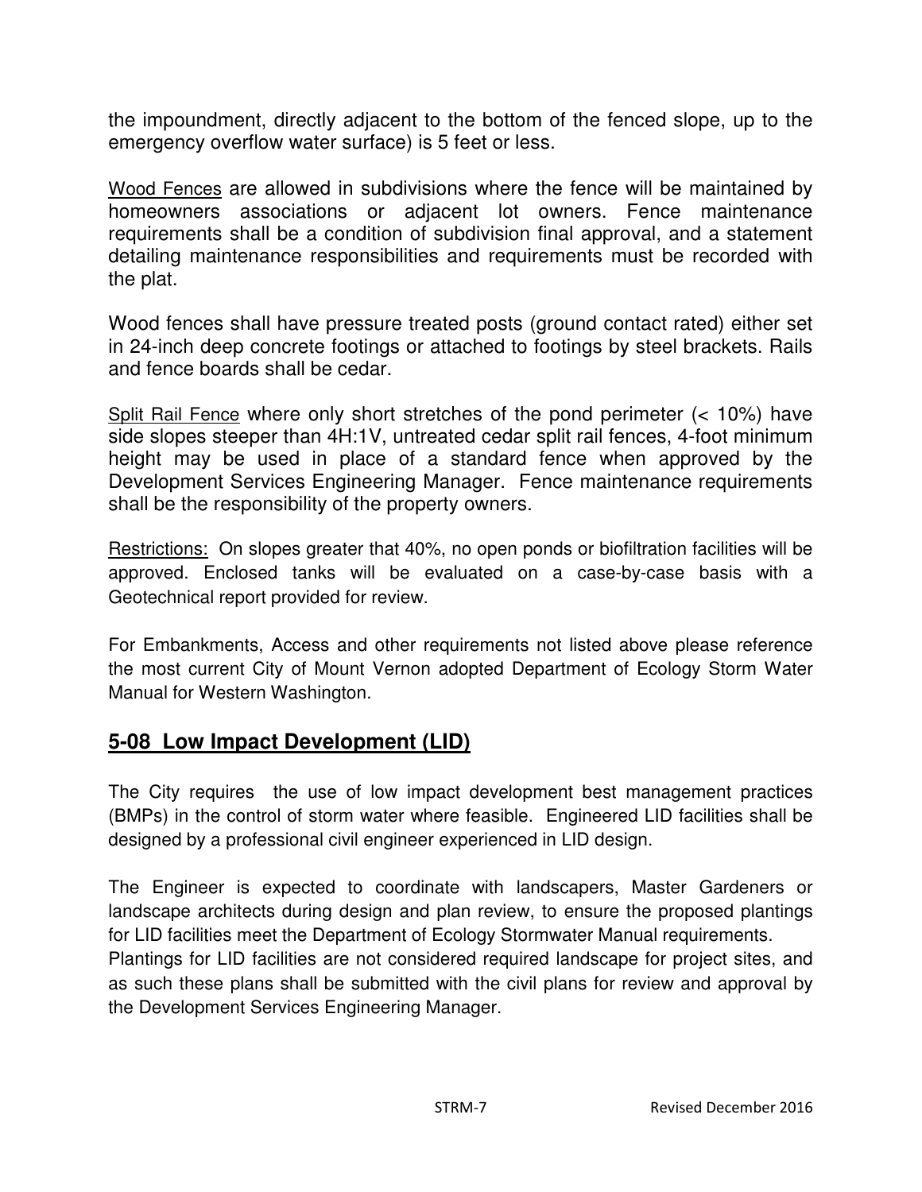the impoundment, directly adjacent to the bottom of the fenced slope, up to the emergency overflow water surface) is 5 feet or less.

Wood Fences are allowed in subdivisions where the fence will be maintained by homeowners associations or adjacent lot owners. Fence maintenance requirements shall be a condition of subdivision final approval, and a statement detailing maintenance responsibilities and requirements must be recorded with the plat.

Wood fences shall have pressure treated posts (ground contact rated) either set in 24-inch deep concrete footings or attached to footings by steel brackets. Rails and fence boards shall be cedar.

Split Rail Fence where only short stretches of the pond perimeter (< 10%) have side slopes steeper than 4H:1V, untreated cedar split rail fences, 4-foot minimum height may be used in place of a standard fence when approved by the Development Services Engineering Manager. Fence maintenance requirements shall be the responsibility of the property owners.

Restrictions: On slopes greater that 40%, no open ponds or biofiltration facilities will be approved. Enclosed tanks will be evaluated on a case-by-case basis with a Geotechnical report provided for review.

For Embankments, Access and other requirements not listed above please reference the most current City of Mount Vernon adopted Department of Ecology Storm Water Manual for Western Washington.

## 5-08 Low Impact Development (LID)

The City requires the use of low impact development best management practices (BMPs) in the control of storm water where feasible. Engineered LID facilities shall be designed by a professional civil engineer experienced in LID design.

The Engineer is expected to coordinate with landscapers, Master Gardeners or landscape architects during design and plan review, to ensure the proposed plantings for LID facilities meet the Department of Ecology Stormwater Manual requirements.
Plantings for LID facilities are not considered required landscape for project sites, and as such these plans shall be submitted with the civil plans for review and approval by the Development Services Engineering Manager.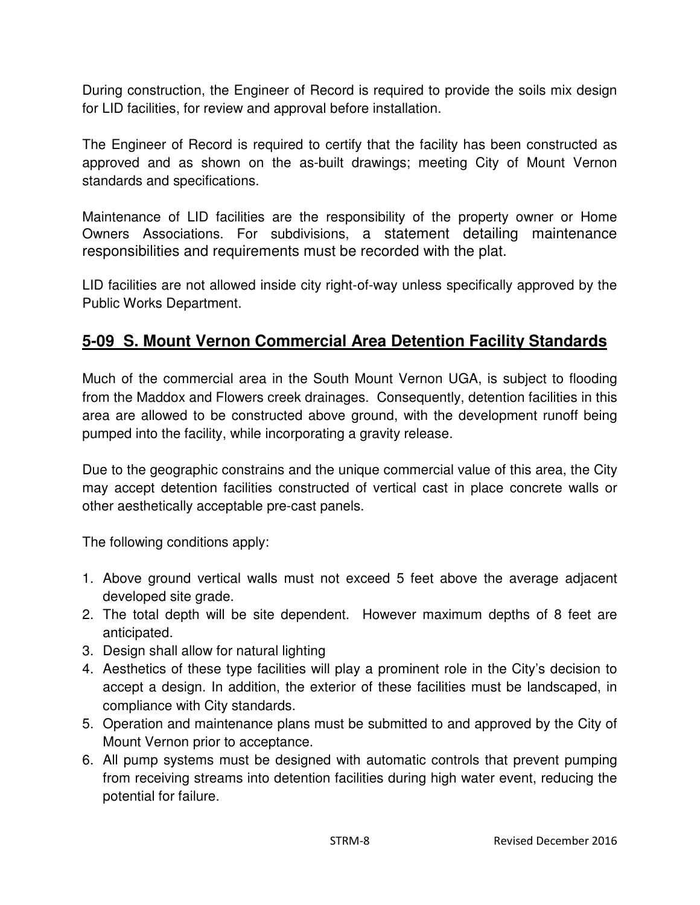During construction, the Engineer of Record is required to provide the soils mix design for LID facilities, for review and approval before installation.

The Engineer of Record is required to certify that the facility has been constructed as approved and as shown on the as-built drawings; meeting City of Mount Vernon standards and specifications.

Maintenance of LID facilities are the responsibility of the property owner or Home Owners Associations. For subdivisions, a statement detailing maintenance responsibilities and requirements must be recorded with the plat.

LID facilities are not allowed inside city right-of-way unless specifically approved by the Public Works Department.

## 5-09 S. Mount Vernon Commercial Area Detention Facility Standards

Much of the commercial area in the South Mount Vernon UGA, is subject to flooding from the Maddox and Flowers creek drainages. Consequently, detention facilities in this area are allowed to be constructed above ground, with the development runoff being pumped into the facility, while incorporating a gravity release.

Due to the geographic constrains and the unique commercial value of this area, the City may accept detention facilities constructed of vertical cast in place concrete walls or other aesthetically acceptable pre-cast panels.

The following conditions apply:

1. Above ground vertical walls must not exceed 5 feet above the average adjacent developed site grade.
2. The total depth will be site dependent. However maximum depths of 8 feet are anticipated.
3. Design shall allow for natural lighting
4. Aesthetics of these type facilities will play a prominent role in the City's decision to accept a design. In addition, the exterior of these facilities must be landscaped, in compliance with City standards.
5. Operation and maintenance plans must be submitted to and approved by the City of Mount Vernon prior to acceptance.
6. All pump systems must be designed with automatic controls that prevent pumping from receiving streams into detention facilities during high water event, reducing the potential for failure.